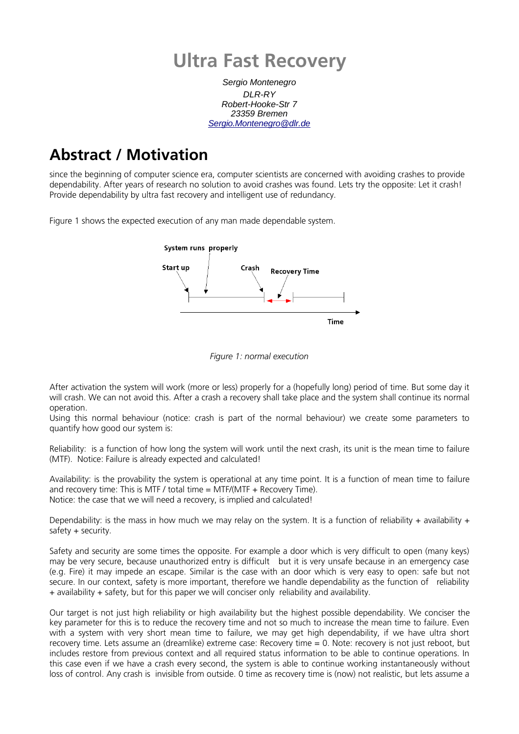# Ultra Fast Recovery

*Sergio Montenegro*
*DLR-RY*
*Robert-Hooke-Str 7*
*23359 Bremen*
*Sergio.Montenegro@dlr.de*

## Abstract / Motivation

since the beginning of computer science era, computer scientists are concerned with avoiding crashes to provide dependability. After years of research no solution to avoid crashes was found. Lets try the opposite: Let it crash! Provide dependability by ultra fast recovery and intelligent use of redundancy.

Figure 1 shows the expected execution of any man made dependable system.

*Figure 1: normal execution*

After activation the system will work (more or less) properly for a (hopefully long) period of time. But some day it will crash. We can not avoid this. After a crash a recovery shall take place and the system shall continue its normal operation.
Using this normal behaviour (notice: crash is part of the normal behaviour) we create some parameters to quantify how good our system is:

Reliability: is a function of how long the system will work until the next crash, its unit is the mean time to failure (MTF). Notice: Failure is already expected and calculated!

Availability: is the provability the system is operational at any time point. It is a function of mean time to failure and recovery time: This is MTF / total time = MTF/(MTF + Recovery Time).
Notice: the case that we will need a recovery, is implied and calculated!

Dependability: is the mass in how much we may relay on the system. It is a function of reliability + availability + safety + security.

Safety and security are some times the opposite. For example a door which is very difficult to open (many keys) may be very secure, because unauthorized entry is difficult but it is very unsafe because in an emergency case (e.g. Fire) it may impede an escape. Similar is the case with an door which is very easy to open: safe but not secure. In our context, safety is more important, therefore we handle dependability as the function of reliability + availability + safety, but for this paper we will conciser only reliability and availability.

Our target is not just high reliability or high availability but the highest possible dependability. We conciser the key parameter for this is to reduce the recovery time and not so much to increase the mean time to failure. Even with a system with very short mean time to failure, we may get high dependability, if we have ultra short recovery time. Lets assume an (dreamlike) extreme case: Recovery time = 0. Note: recovery is not just reboot, but includes restore from previous context and all required status information to be able to continue operations. In this case even if we have a crash every second, the system is able to continue working instantaneously without loss of control. Any crash is invisible from outside. 0 time as recovery time is (now) not realistic, but lets assume a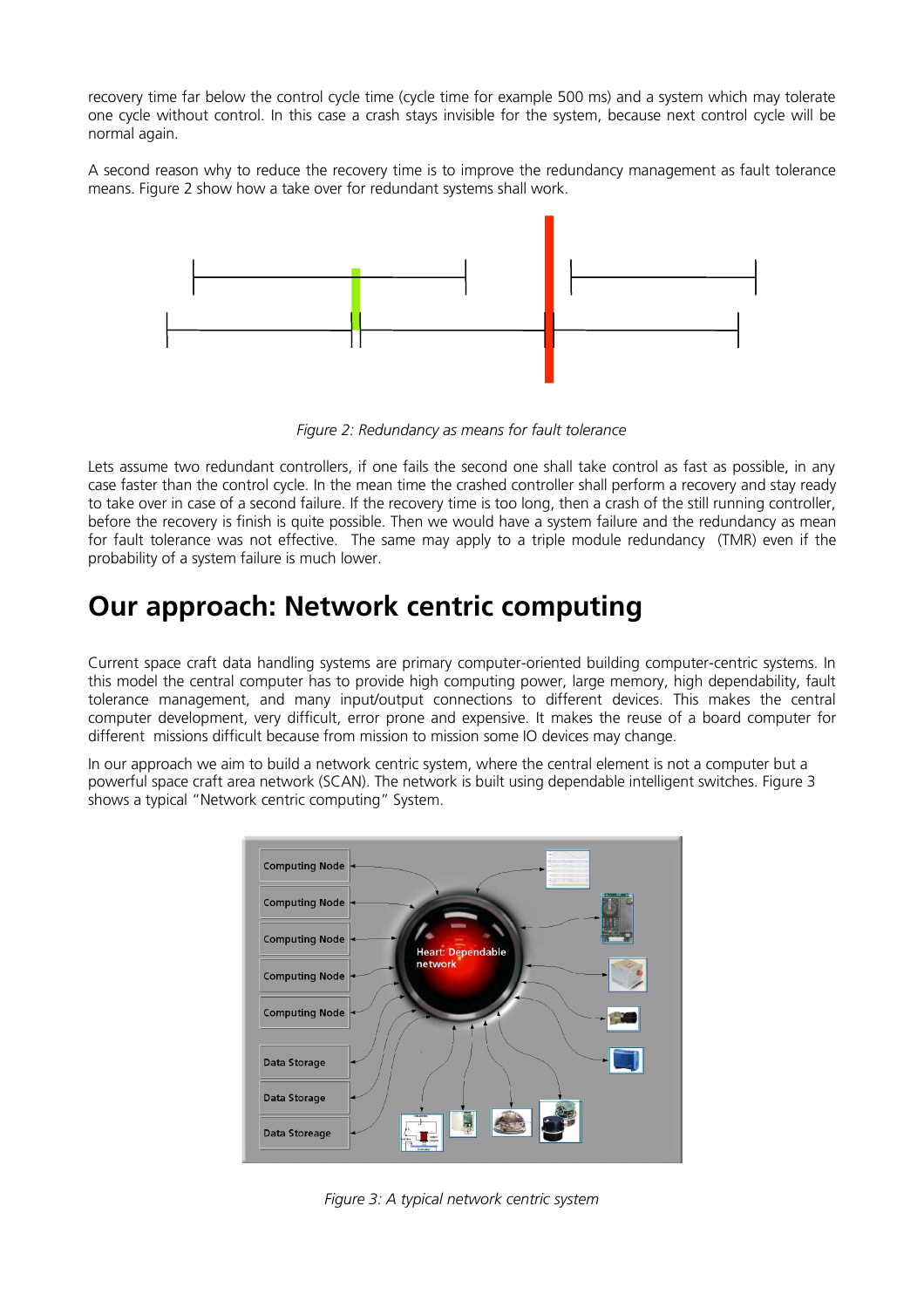recovery time far below the control cycle time (cycle time for example 500 ms) and a system which may tolerate one cycle without control. In this case a crash stays invisible for the system, because next control cycle will be normal again.

A second reason why to reduce the recovery time is to improve the redundancy management as fault tolerance means. Figure 2 show how a take over for redundant systems shall work.

*Figure 2: Redundancy as means for fault tolerance*

Lets assume two redundant controllers, if one fails the second one shall take control as fast as possible, in any case faster than the control cycle. In the mean time the crashed controller shall perform a recovery and stay ready to take over in case of a second failure. If the recovery time is too long, then a crash of the still running controller, before the recovery is finish is quite possible. Then we would have a system failure and the redundancy as mean for fault tolerance was not effective. The same may apply to a triple module redundancy (TMR) even if the probability of a system failure is much lower.

# Our approach: Network centric computing

Current space craft data handling systems are primary computer-oriented building computer-centric systems. In this model the central computer has to provide high computing power, large memory, high dependability, fault tolerance management, and many input/output connections to different devices. This makes the central computer development, very difficult, error prone and expensive. It makes the reuse of a board computer for different missions difficult because from mission to mission some IO devices may change.

In our approach we aim to build a network centric system, where the central element is not a computer but a powerful space craft area network (SCAN). The network is built using dependable intelligent switches. Figure 3 shows a typical "Network centric computing" System.

*Figure 3: A typical network centric system*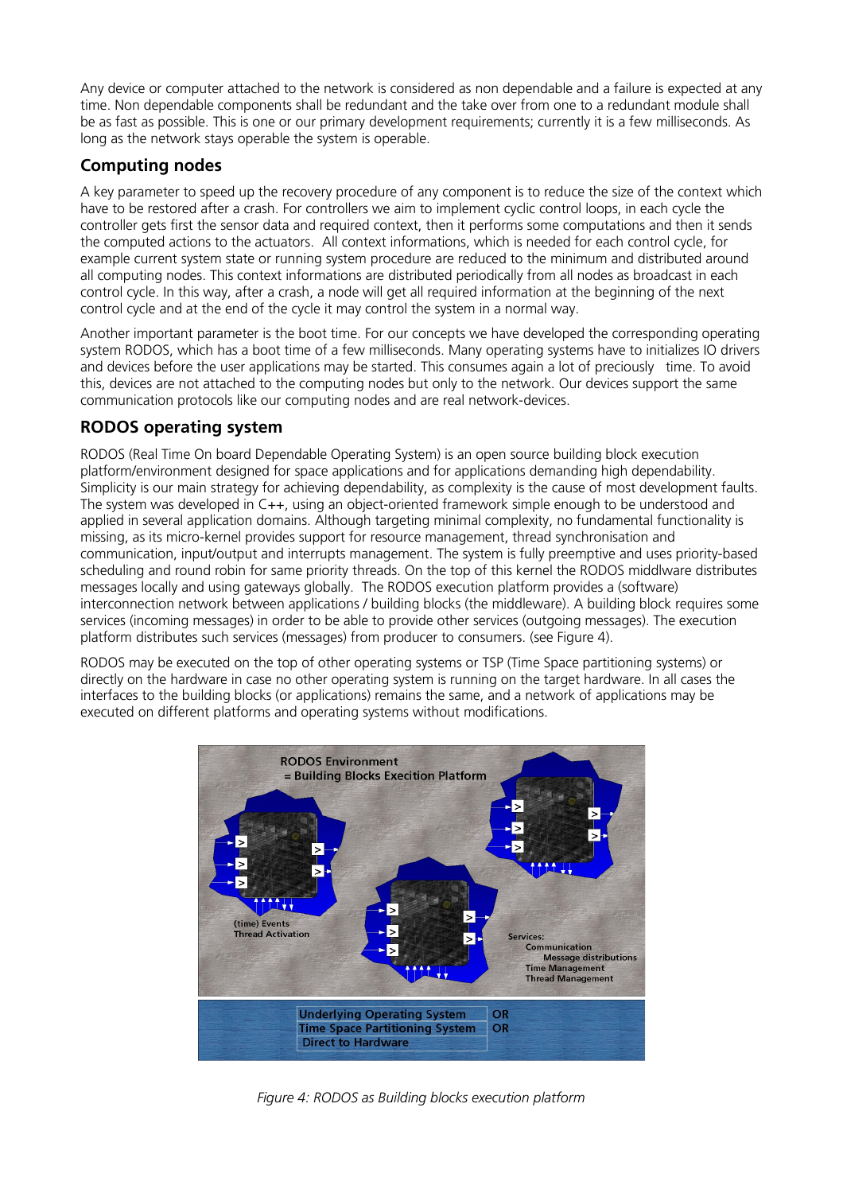Any device or computer attached to the network is considered as non dependable and a failure is expected at any time. Non dependable components shall be redundant and the take over from one to a redundant module shall be as fast as possible. This is one or our primary development requirements; currently it is a few milliseconds. As long as the network stays operable the system is operable.

## Computing nodes

A key parameter to speed up the recovery procedure of any component is to reduce the size of the context which have to be restored after a crash. For controllers we aim to implement cyclic control loops, in each cycle the controller gets first the sensor data and required context, then it performs some computations and then it sends the computed actions to the actuators. All context informations, which is needed for each control cycle, for example current system state or running system procedure are reduced to the minimum and distributed around all computing nodes. This context informations are distributed periodically from all nodes as broadcast in each control cycle. In this way, after a crash, a node will get all required information at the beginning of the next control cycle and at the end of the cycle it may control the system in a normal way.

Another important parameter is the boot time. For our concepts we have developed the corresponding operating system RODOS, which has a boot time of a few milliseconds. Many operating systems have to initializes IO drivers and devices before the user applications may be started. This consumes again a lot of preciously time. To avoid this, devices are not attached to the computing nodes but only to the network. Our devices support the same communication protocols like our computing nodes and are real network-devices.

## RODOS operating system

RODOS (Real Time On board Dependable Operating System) is an open source building block execution platform/environment designed for space applications and for applications demanding high dependability. Simplicity is our main strategy for achieving dependability, as complexity is the cause of most development faults. The system was developed in C++, using an object-oriented framework simple enough to be understood and applied in several application domains. Although targeting minimal complexity, no fundamental functionality is missing, as its micro-kernel provides support for resource management, thread synchronisation and communication, input/output and interrupts management. The system is fully preemptive and uses priority-based scheduling and round robin for same priority threads. On the top of this kernel the RODOS middlware distributes messages locally and using gateways globally. The RODOS execution platform provides a (software) interconnection network between applications / building blocks (the middleware). A building block requires some services (incoming messages) in order to be able to provide other services (outgoing messages). The execution platform distributes such services (messages) from producer to consumers. (see Figure 4).

RODOS may be executed on the top of other operating systems or TSP (Time Space partitioning systems) or directly on the hardware in case no other operating system is running on the target hardware. In all cases the interfaces to the building blocks (or applications) remains the same, and a network of applications may be executed on different platforms and operating systems without modifications.

*Figure 4: RODOS as Building blocks execution platform*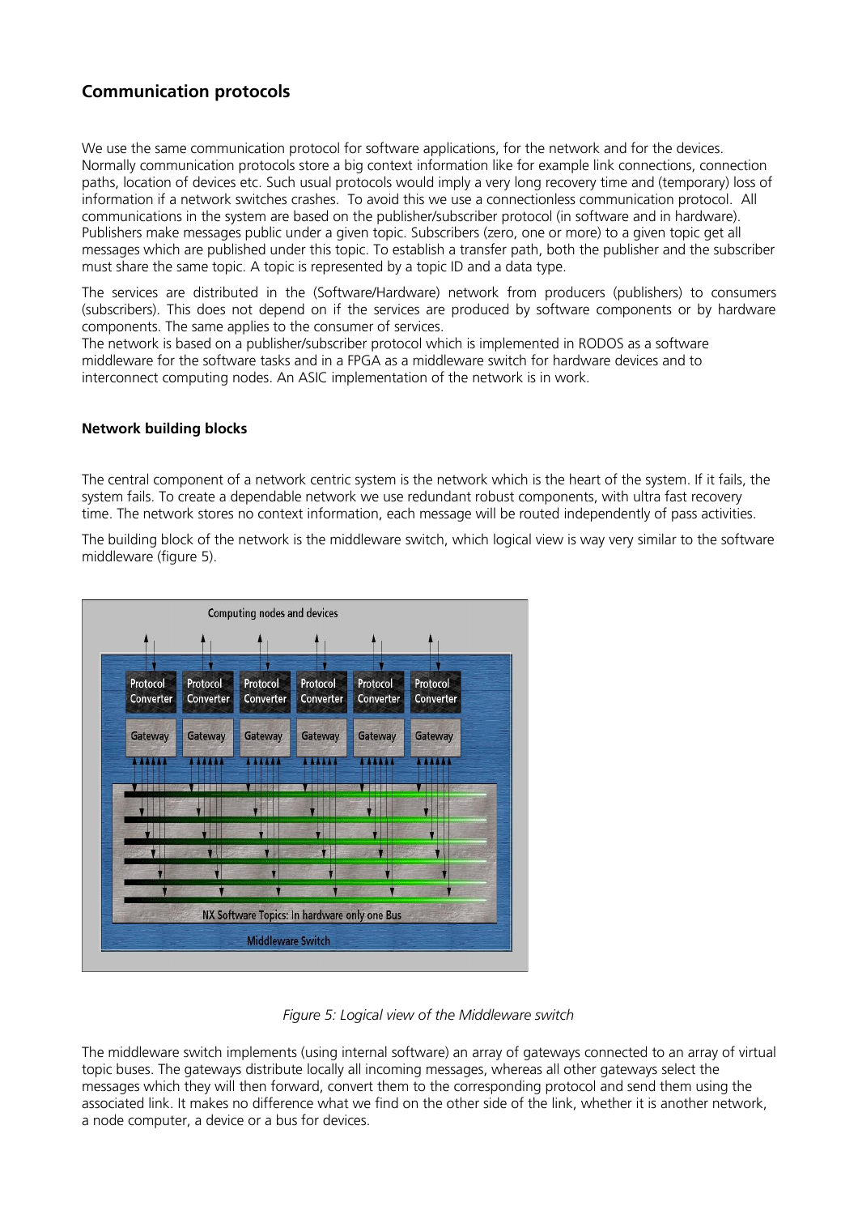## Communication protocols

We use the same communication protocol for software applications, for the network and for the devices. Normally communication protocols store a big context information like for example link connections, connection paths, location of devices etc. Such usual protocols would imply a very long recovery time and (temporary) loss of information if a network switches crashes. To avoid this we use a connectionless communication protocol. All communications in the system are based on the publisher/subscriber protocol (in software and in hardware). Publishers make messages public under a given topic. Subscribers (zero, one or more) to a given topic get all messages which are published under this topic. To establish a transfer path, both the publisher and the subscriber must share the same topic. A topic is represented by a topic ID and a data type.

The services are distributed in the (Software/Hardware) network from producers (publishers) to consumers (subscribers). This does not depend on if the services are produced by software components or by hardware components. The same applies to the consumer of services.
The network is based on a publisher/subscriber protocol which is implemented in RODOS as a software middleware for the software tasks and in a FPGA as a middleware switch for hardware devices and to interconnect computing nodes. An ASIC implementation of the network is in work.

### Network building blocks

The central component of a network centric system is the network which is the heart of the system. If it fails, the system fails. To create a dependable network we use redundant robust components, with ultra fast recovery time. The network stores no context information, each message will be routed independently of pass activities.

The building block of the network is the middleware switch, which logical view is way very similar to the software middleware (figure 5).

Computing nodes and devices

Protocol Converter | Protocol Converter | Protocol Converter | Protocol Converter | Protocol Converter | Protocol Converter

Gateway | Gateway | Gateway | Gateway | Gateway | Gateway

NX Software Topics: In hardware only one Bus

Middleware Switch

*Figure 5: Logical view of the Middleware switch*

The middleware switch implements (using internal software) an array of gateways connected to an array of virtual topic buses. The gateways distribute locally all incoming messages, whereas all other gateways select the messages which they will then forward, convert them to the corresponding protocol and send them using the associated link. It makes no difference what we find on the other side of the link, whether it is another network, a node computer, a device or a bus for devices.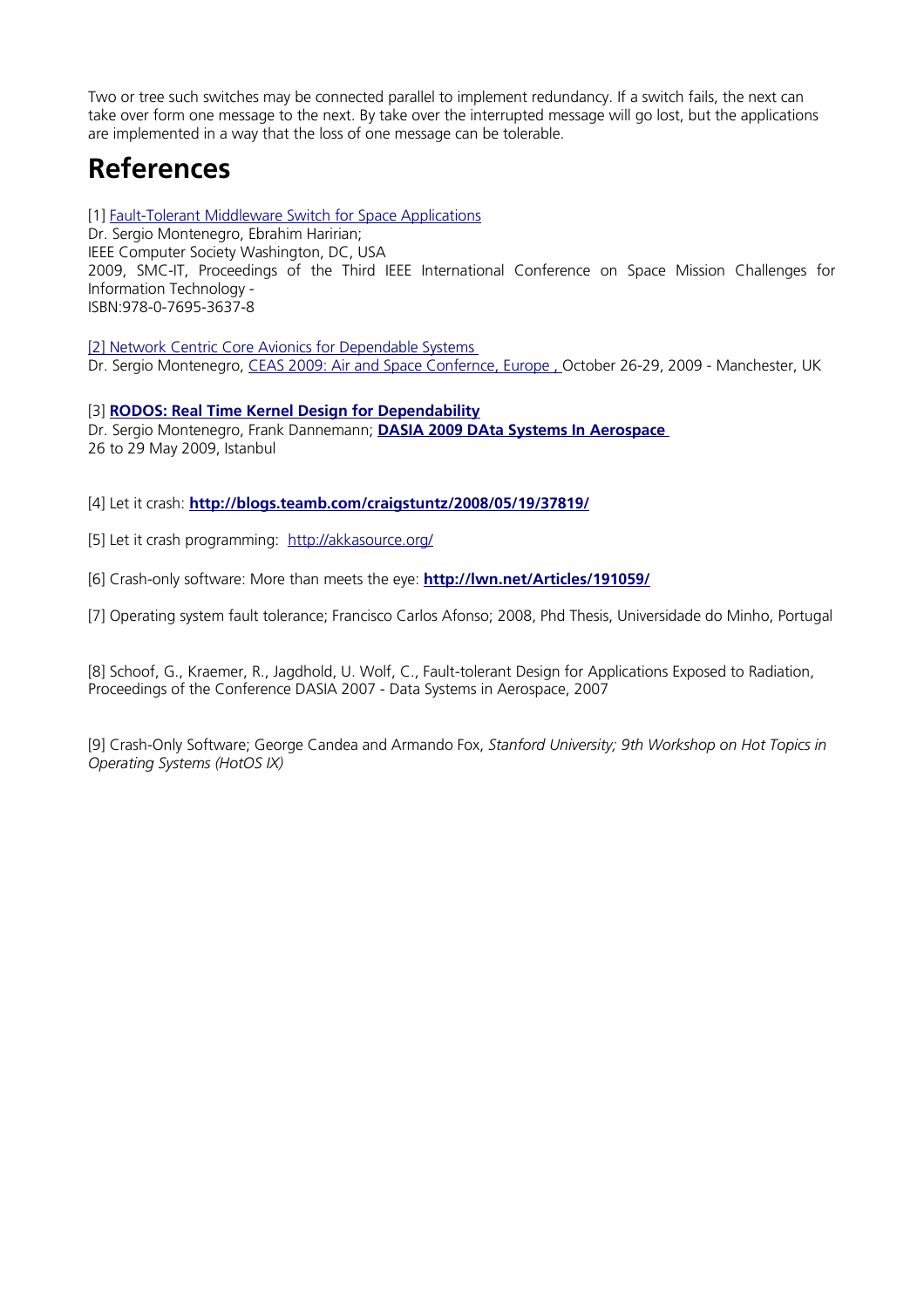Two or tree such switches may be connected parallel to implement redundancy. If a switch fails, the next can take over form one message to the next. By take over the interrupted message will go lost, but the applications are implemented in a way that the loss of one message can be tolerable.

# References

[1] Fault-Tolerant Middleware Switch for Space Applications
Dr. Sergio Montenegro, Ebrahim Haririan;
IEEE Computer Society Washington, DC, USA
2009, SMC-IT, Proceedings of the Third IEEE International Conference on Space Mission Challenges for Information Technology -
ISBN:978-0-7695-3637-8

[2] Network Centric Core Avionics for Dependable Systems
Dr. Sergio Montenegro, CEAS 2009: Air and Space Confernce, Europe , October 26-29, 2009 - Manchester, UK

[3] **RODOS: Real Time Kernel Design for Dependability**
Dr. Sergio Montenegro, Frank Dannemann; **DASIA 2009 DAta Systems In Aerospace**
26 to 29 May 2009, Istanbul

[4] Let it crash: **http://blogs.teamb.com/craigstuntz/2008/05/19/37819/**

[5] Let it crash programming: http://akkasource.org/

[6] Crash-only software: More than meets the eye: **http://lwn.net/Articles/191059/**

[7] Operating system fault tolerance; Francisco Carlos Afonso; 2008, Phd Thesis, Universidade do Minho, Portugal

[8] Schoof, G., Kraemer, R., Jagdhold, U. Wolf, C., Fault-tolerant Design for Applications Exposed to Radiation, Proceedings of the Conference DASIA 2007 - Data Systems in Aerospace, 2007

[9] Crash-Only Software; George Candea and Armando Fox, *Stanford University; 9th Workshop on Hot Topics in Operating Systems (HotOS IX)*